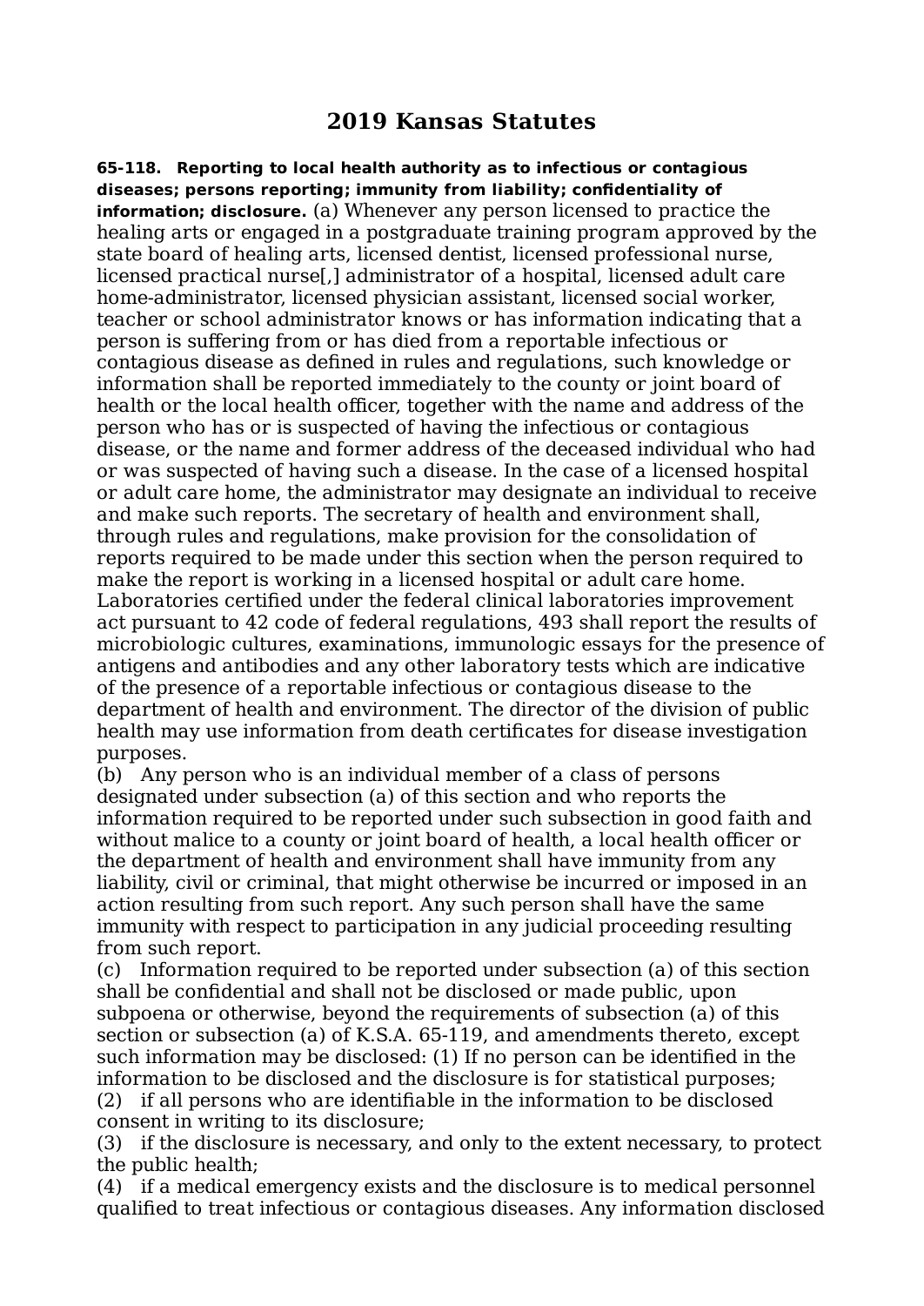# 2019 Kansas Statutes

**65-118. Reporting to local health authority as to infectious or contagious diseases; persons reporting; immunity from liability; confidentiality of information; disclosure.** (a) Whenever any person licensed to practice the healing arts or engaged in a postgraduate training program approved by the state board of healing arts, licensed dentist, licensed professional nurse, licensed practical nurse[,] administrator of a hospital, licensed adult care home-administrator, licensed physician assistant, licensed social worker, teacher or school administrator knows or has information indicating that a person is suffering from or has died from a reportable infectious or contagious disease as defined in rules and regulations, such knowledge or information shall be reported immediately to the county or joint board of health or the local health officer, together with the name and address of the person who has or is suspected of having the infectious or contagious disease, or the name and former address of the deceased individual who had or was suspected of having such a disease. In the case of a licensed hospital or adult care home, the administrator may designate an individual to receive and make such reports. The secretary of health and environment shall, through rules and regulations, make provision for the consolidation of reports required to be made under this section when the person required to make the report is working in a licensed hospital or adult care home. Laboratories certified under the federal clinical laboratories improvement act pursuant to 42 code of federal regulations, 493 shall report the results of microbiologic cultures, examinations, immunologic essays for the presence of antigens and antibodies and any other laboratory tests which are indicative of the presence of a reportable infectious or contagious disease to the department of health and environment. The director of the division of public health may use information from death certificates for disease investigation purposes.

(b) Any person who is an individual member of a class of persons designated under subsection (a) of this section and who reports the information required to be reported under such subsection in good faith and without malice to a county or joint board of health, a local health officer or the department of health and environment shall have immunity from any liability, civil or criminal, that might otherwise be incurred or imposed in an action resulting from such report. Any such person shall have the same immunity with respect to participation in any judicial proceeding resulting from such report.

(c) Information required to be reported under subsection (a) of this section shall be confidential and shall not be disclosed or made public, upon subpoena or otherwise, beyond the requirements of subsection (a) of this section or subsection (a) of K.S.A. 65-119, and amendments thereto, except such information may be disclosed: (1) If no person can be identified in the information to be disclosed and the disclosure is for statistical purposes;

(2) if all persons who are identifiable in the information to be disclosed consent in writing to its disclosure;

(3) if the disclosure is necessary, and only to the extent necessary, to protect the public health;

(4) if a medical emergency exists and the disclosure is to medical personnel qualified to treat infectious or contagious diseases. Any information disclosed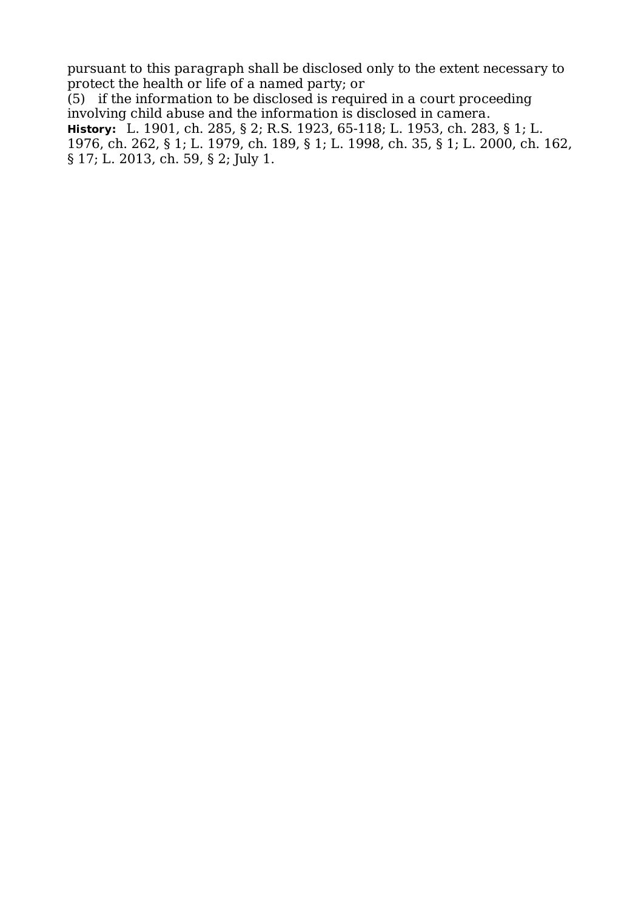pursuant to this paragraph shall be disclosed only to the extent necessary to protect the health or life of a named party; or

(5) if the information to be disclosed is required in a court proceeding involving child abuse and the information is disclosed in camera.

**History:** L. 1901, ch. 285, § 2; R.S. 1923, 65-118; L. 1953, ch. 283, § 1; L. 1976, ch. 262, § 1; L. 1979, ch. 189, § 1; L. 1998, ch. 35, § 1; L. 2000, ch. 162, § 17; L. 2013, ch. 59, § 2; July 1.